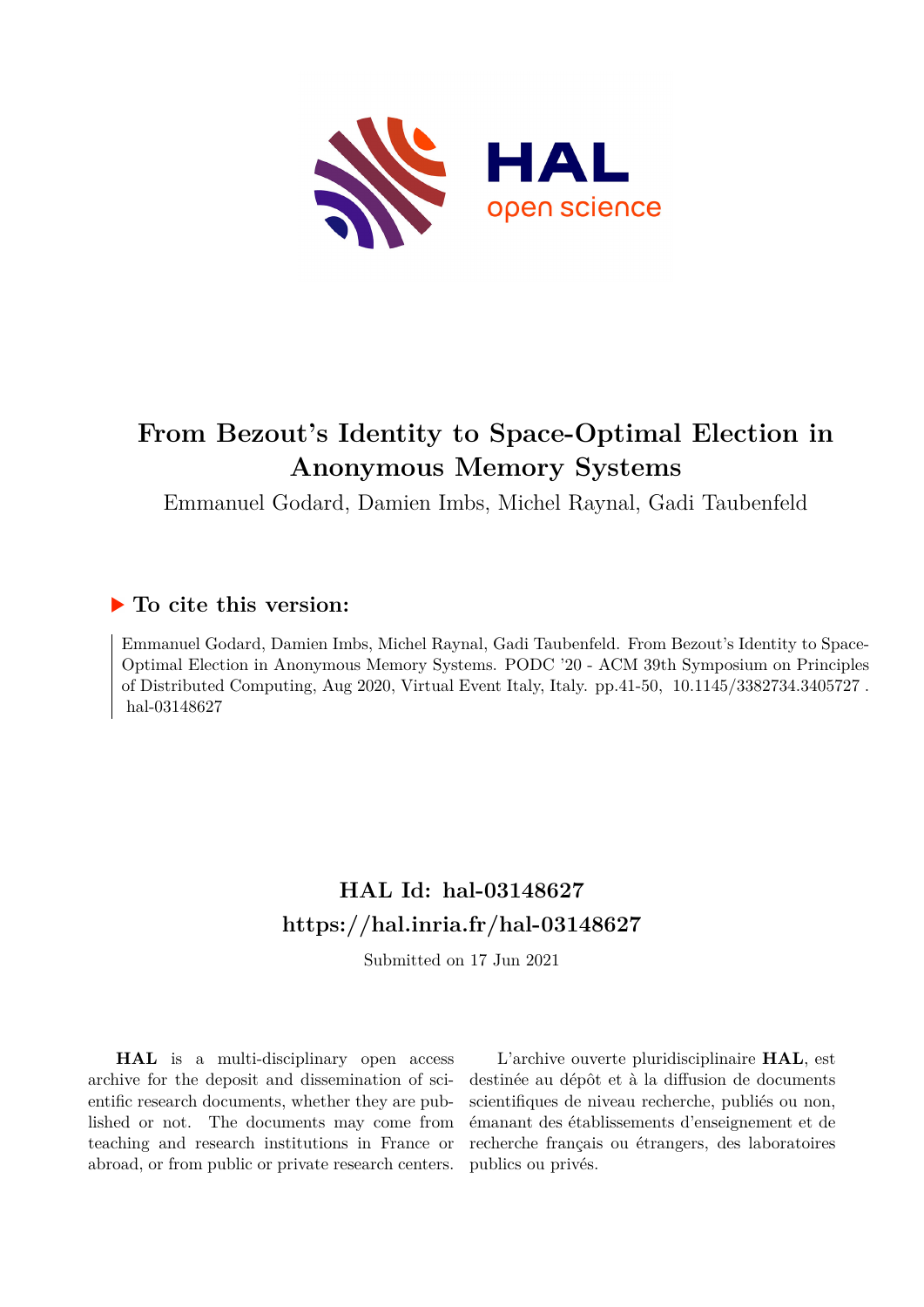# From Bezout's Identity to Space-Optimal Election in Anonymous Memory Systems

Emmanuel Godard, Damien Imbs, Michel Raynal, Gadi Taubenfeld

## ▶ To cite this version:

Emmanuel Godard, Damien Imbs, Michel Raynal, Gadi Taubenfeld. From Bezout's Identity to Space-Optimal Election in Anonymous Memory Systems. PODC '20 - ACM 39th Symposium on Principles of Distributed Computing, Aug 2020, Virtual Event Italy, Italy. pp.41-50, 10.1145/3382734.3405727 . hal-03148627

## HAL Id: hal-03148627
## https://hal.inria.fr/hal-03148627

Submitted on 17 Jun 2021

**HAL** is a multi-disciplinary open access archive for the deposit and dissemination of scientific research documents, whether they are published or not. The documents may come from teaching and research institutions in France or abroad, or from public or private research centers.

L'archive ouverte pluridisciplinaire **HAL**, est destinée au dépôt et à la diffusion de documents scientifiques de niveau recherche, publiés ou non, émanant des établissements d'enseignement et de recherche français ou étrangers, des laboratoires publics ou privés.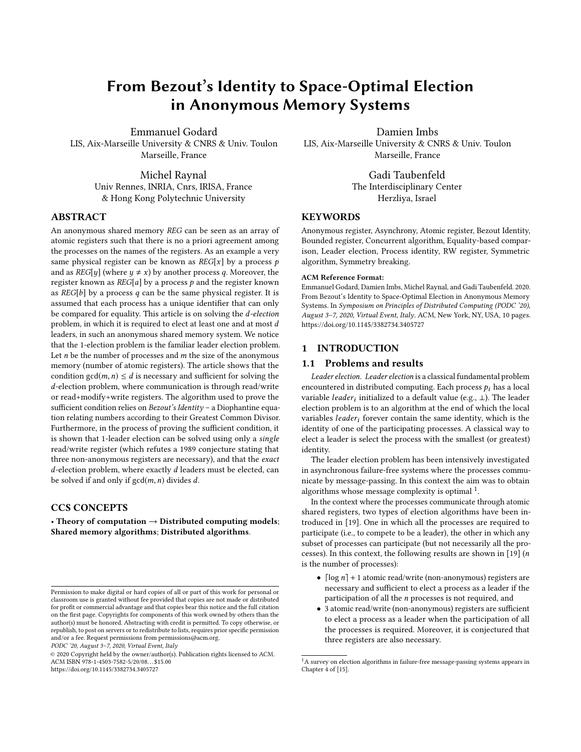# From Bezout's Identity to Space-Optimal Election in Anonymous Memory Systems

Emmanuel Godard
LIS, Aix-Marseille University & CNRS & Univ. Toulon
Marseille, France

Damien Imbs
LIS, Aix-Marseille University & CNRS & Univ. Toulon
Marseille, France

Michel Raynal
Univ Rennes, INRIA, Cnrs, IRISA, France
& Hong Kong Polytechnic University

Gadi Taubenfeld
The Interdisciplinary Center
Herzliya, Israel

## ABSTRACT

An anonymous shared memory *REG* can be seen as an array of atomic registers such that there is no a priori agreement among the processes on the names of the registers. As an example a very same physical register can be known as $REG[x]$ by a process $p$ and as $REG[y]$ (where $y \neq x$) by another process $q$. Moreover, the register known as $REG[a]$ by a process $p$ and the register known as $REG[b]$ by a process $q$ can be the same physical register. It is assumed that each process has a unique identifier that can only be compared for equality. This article is on solving the $d$-*election* problem, in which it is required to elect at least one and at most $d$ leaders, in such an anonymous shared memory system. We notice that the 1-election problem is the familiar leader election problem. Let $n$ be the number of processes and $m$ the size of the anonymous memory (number of atomic registers). The article shows that the condition $\gcd(m, n) \leq d$ is necessary and sufficient for solving the $d$-election problem, where communication is through read/write or read+modify+write registers. The algorithm used to prove the sufficient condition relies on *Bezout's Identity* – a Diophantine equation relating numbers according to their Greatest Common Divisor. Furthermore, in the process of proving the sufficient condition, it is shown that 1-leader election can be solved using only a *single* read/write register (which refutes a 1989 conjecture stating that three non-anonymous registers are necessary), and that the *exact* $d$-election problem, where exactly $d$ leaders must be elected, can be solved if and only if $\gcd(m, n)$ divides $d$.

## CCS CONCEPTS

• **Theory of computation** → **Distributed computing models**; **Shared memory algorithms**; **Distributed algorithms**.

## KEYWORDS

Anonymous register, Asynchrony, Atomic register, Bezout Identity, Bounded register, Concurrent algorithm, Equality-based comparison, Leader election, Process identity, RW register, Symmetric algorithm, Symmetry breaking.

**ACM Reference Format:**
Emmanuel Godard, Damien Imbs, Michel Raynal, and Gadi Taubenfeld. 2020. From Bezout's Identity to Space-Optimal Election in Anonymous Memory Systems. In *Symposium on Principles of Distributed Computing (PODC '20), August 3–7, 2020, Virtual Event, Italy*. ACM, New York, NY, USA, 10 pages. https://doi.org/10.1145/3382734.3405727

## 1 INTRODUCTION

### 1.1 Problems and results

*Leader election.* *Leader election* is a classical fundamental problem encountered in distributed computing. Each process $p_i$ has a local variable $leader_i$ initialized to a default value (e.g., $\perp$). The leader election problem is to an algorithm at the end of which the local variables $leader_i$ forever contain the same identity, which is the identity of one of the participating processes. A classical way to elect a leader is select the process with the smallest (or greatest) identity.

The leader election problem has been intensively investigated in asynchronous failure-free systems where the processes communicate by message-passing. In this context the aim was to obtain algorithms whose message complexity is optimal [1].

In the context where the processes communicate through atomic shared registers, two types of election algorithms have been introduced in [19]. One in which all the processes are required to participate (i.e., to compete to be a leader), the other in which any subset of processes can participate (but not necessarily all the processes). In this context, the following results are shown in [19] ($n$ is the number of processes):

- $\lceil \log n \rceil + 1$ atomic read/write (non-anonymous) registers are necessary and sufficient to elect a process as a leader if the participation of all the $n$ processes is not required, and
- 3 atomic read/write (non-anonymous) registers are sufficient to elect a process as a leader when the participation of all the processes is required. Moreover, it is conjectured that three registers are also necessary.

Permission to make digital or hard copies of all or part of this work for personal or classroom use is granted without fee provided that copies are not made or distributed for profit or commercial advantage and that copies bear this notice and the full citation on the first page. Copyrights for components of this work owned by others than the author(s) must be honored. Abstracting with credit is permitted. To copy otherwise, or republish, to post on servers or to redistribute to lists, requires prior specific permission and/or a fee. Request permissions from permissions@acm.org.
PODC '20, August 3–7, 2020, Virtual Event, Italy
© 2020 Copyright held by the owner/author(s). Publication rights licensed to ACM.
ACM ISBN 978-1-4503-7582-5/20/08...$15.00
https://doi.org/10.1145/3382734.3405727

[1] A survey on election algorithms in failure-free message-passing systems appears in Chapter 4 of [15].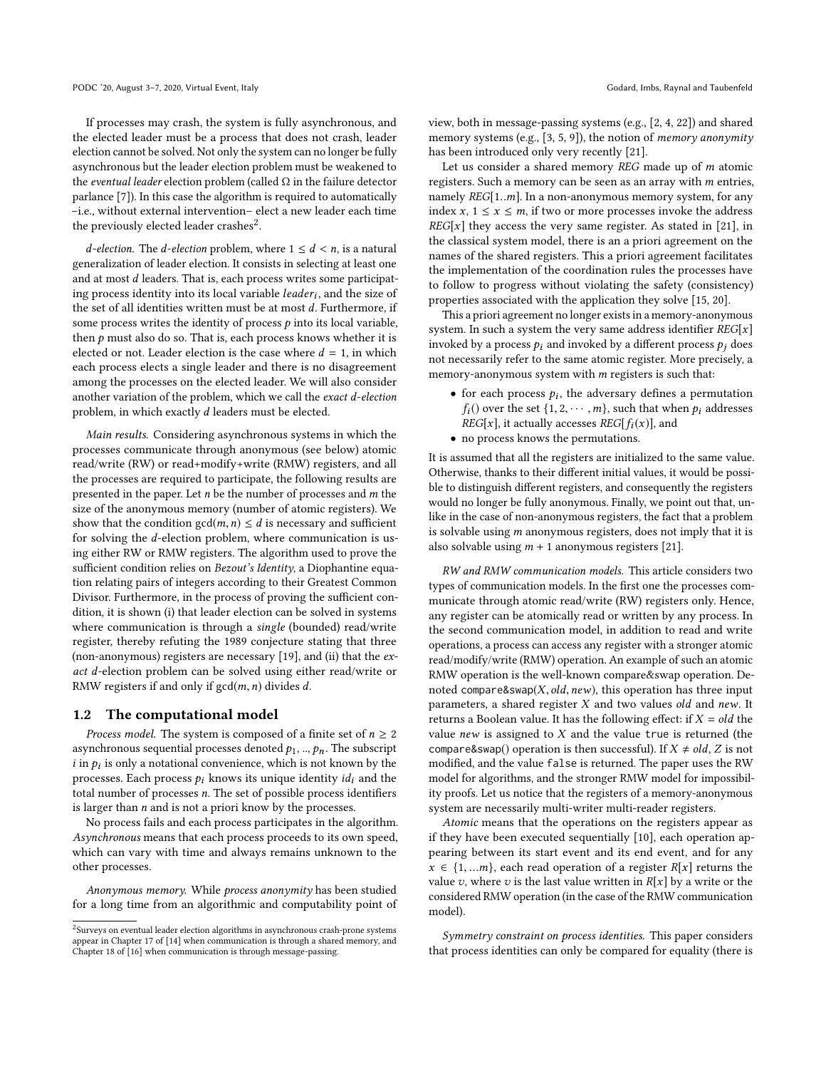If processes may crash, the system is fully asynchronous, and the elected leader must be a process that does not crash, leader election cannot be solved. Not only the system can no longer be fully asynchronous but the leader election problem must be weakened to the *eventual leader* election problem (called Ω in the failure detector parlance [7]). In this case the algorithm is required to automatically –i.e., without external intervention– elect a new leader each time the previously elected leader crashes[2].

*d-election.* The *d-election* problem, where $1 \le d < n$, is a natural generalization of leader election. It consists in selecting at least one and at most $d$ leaders. That is, each process writes some participating process identity into its local variable $leader_i$, and the size of the set of all identities written must be at most $d$. Furthermore, if some process writes the identity of process $p$ into its local variable, then $p$ must also do so. That is, each process knows whether it is elected or not. Leader election is the case where $d = 1$, in which each process elects a single leader and there is no disagreement among the processes on the elected leader. We will also consider another variation of the problem, which we call the *exact d-election* problem, in which exactly $d$ leaders must be elected.

*Main results.* Considering asynchronous systems in which the processes communicate through anonymous (see below) atomic read/write (RW) or read+modify+write (RMW) registers, and all the processes are required to participate, the following results are presented in the paper. Let $n$ be the number of processes and $m$ the size of the anonymous memory (number of atomic registers). We show that the condition $\gcd(m, n) \le d$ is necessary and sufficient for solving the $d$-election problem, where communication is using either RW or RMW registers. The algorithm used to prove the sufficient condition relies on *Bezout's Identity*, a Diophantine equation relating pairs of integers according to their Greatest Common Divisor. Furthermore, in the process of proving the sufficient condition, it is shown (i) that leader election can be solved in systems where communication is through a *single* (bounded) read/write register, thereby refuting the 1989 conjecture stating that three (non-anonymous) registers are necessary [19], and (ii) that the *exact d*-election problem can be solved using either read/write or RMW registers if and only if $\gcd(m, n)$ divides $d$.

## 1.2 The computational model

*Process model.* The system is composed of a finite set of $n \ge 2$ asynchronous sequential processes denoted $p_1, .., p_n$. The subscript $i$ in $p_i$ is only a notational convenience, which is not known by the processes. Each process $p_i$ knows its unique identity $id_i$ and the total number of processes $n$. The set of possible process identifiers is larger than $n$ and is not a priori know by the processes.

No process fails and each process participates in the algorithm. *Asynchronous* means that each process proceeds to its own speed, which can vary with time and always remains unknown to the other processes.

*Anonymous memory.* While *process anonymity* has been studied for a long time from an algorithmic and computability point of view, both in message-passing systems (e.g., [2, 4, 22]) and shared memory systems (e.g., [3, 5, 9]), the notion of *memory anonymity* has been introduced only very recently [21].

Let us consider a shared memory $REG$ made up of $m$ atomic registers. Such a memory can be seen as an array with $m$ entries, namely $REG[1..m]$. In a non-anonymous memory system, for any index $x$, $1 \le x \le m$, if two or more processes invoke the address $REG[x]$ they access the very same register. As stated in [21], in the classical system model, there is an a priori agreement on the names of the shared registers. This a priori agreement facilitates the implementation of the coordination rules the processes have to follow to progress without violating the safety (consistency) properties associated with the application they solve [15, 20].

This a priori agreement no longer exists in a memory-anonymous system. In such a system the very same address identifier $REG[x]$ invoked by a process $p_i$ and invoked by a different process $p_j$ does not necessarily refer to the same atomic register. More precisely, a memory-anonymous system with $m$ registers is such that:

- for each process $p_i$, the adversary defines a permutation $f_i()$ over the set $\{1, 2, \cdots, m\}$, such that when $p_i$ addresses $REG[x]$, it actually accesses $REG[f_i(x)]$, and
- no process knows the permutations.

It is assumed that all the registers are initialized to the same value. Otherwise, thanks to their different initial values, it would be possible to distinguish different registers, and consequently the registers would no longer be fully anonymous. Finally, we point out that, unlike in the case of non-anonymous registers, the fact that a problem is solvable using $m$ anonymous registers, does not imply that it is also solvable using $m + 1$ anonymous registers [21].

*RW and RMW communication models.* This article considers two types of communication models. In the first one the processes communicate through atomic read/write (RW) registers only. Hence, any register can be atomically read or written by any process. In the second communication model, in addition to read and write operations, a process can access any register with a stronger atomic read/modify/write (RMW) operation. An example of such an atomic RMW operation is the well-known compare&swap operation. Denoted compare&swap($X$, $old$, $new$), this operation has three input parameters, a shared register $X$ and two values $old$ and $new$. It returns a Boolean value. It has the following effect: if $X = old$ the value $new$ is assigned to $X$ and the value true is returned (the compare&swap() operation is then successful). If $X \ne old$, $Z$ is not modified, and the value false is returned. The paper uses the RW model for algorithms, and the stronger RMW model for impossibility proofs. Let us notice that the registers of a memory-anonymous system are necessarily multi-writer multi-reader registers.

*Atomic* means that the operations on the registers appear as if they have been executed sequentially [10], each operation appearing between its start event and its end event, and for any $x \in \{1, ...m\}$, each read operation of a register $R[x]$ returns the value $v$, where $v$ is the last value written in $R[x]$ by a write or the considered RMW operation (in the case of the RMW communication model).

*Symmetry constraint on process identities.* This paper considers that process identities can only be compared for equality (there is

[2]Surveys on eventual leader election algorithms in asynchronous crash-prone systems appear in Chapter 17 of [14] when communication is through a shared memory, and Chapter 18 of [16] when communication is through message-passing.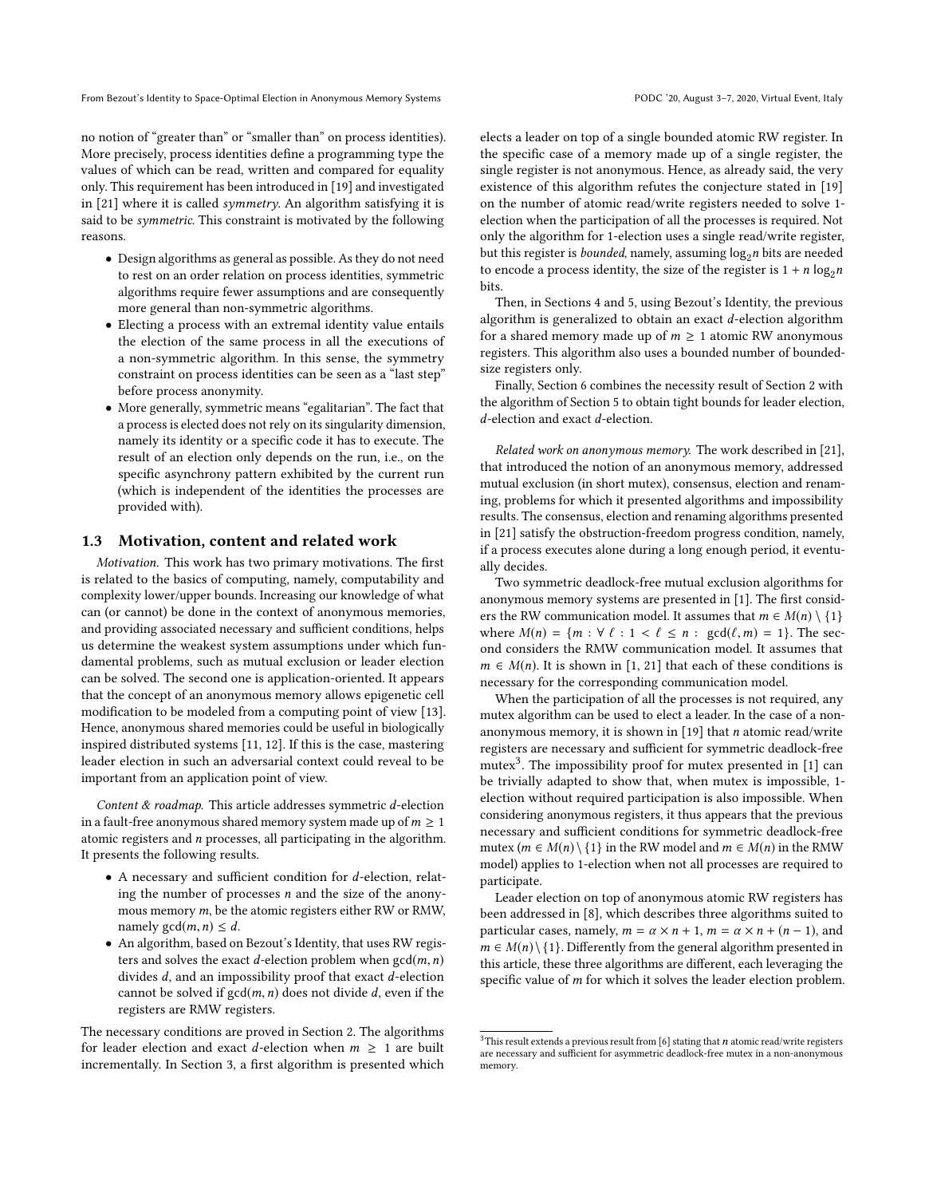no notion of "greater than" or "smaller than" on process identities). More precisely, process identities define a programming type the values of which can be read, written and compared for equality only. This requirement has been introduced in [19] and investigated in [21] where it is called *symmetry*. An algorithm satisfying it is said to be *symmetric*. This constraint is motivated by the following reasons.

- Design algorithms as general as possible. As they do not need to rest on an order relation on process identities, symmetric algorithms require fewer assumptions and are consequently more general than non-symmetric algorithms.
- Electing a process with an extremal identity value entails the election of the same process in all the executions of a non-symmetric algorithm. In this sense, the symmetry constraint on process identities can be seen as a "last step" before process anonymity.
- More generally, symmetric means "egalitarian". The fact that a process is elected does not rely on its singularity dimension, namely its identity or a specific code it has to execute. The result of an election only depends on the run, i.e., on the specific asynchrony pattern exhibited by the current run (which is independent of the identities the processes are provided with).

## 1.3 Motivation, content and related work

*Motivation.* This work has two primary motivations. The first is related to the basics of computing, namely, computability and complexity lower/upper bounds. Increasing our knowledge of what can (or cannot) be done in the context of anonymous memories, and providing associated necessary and sufficient conditions, helps us determine the weakest system assumptions under which fundamental problems, such as mutual exclusion or leader election can be solved. The second one is application-oriented. It appears that the concept of an anonymous memory allows epigenetic cell modification to be modeled from a computing point of view [13]. Hence, anonymous shared memories could be useful in biologically inspired distributed systems [11, 12]. If this is the case, mastering leader election in such an adversarial context could reveal to be important from an application point of view.

*Content & roadmap.* This article addresses symmetric $d$-election in a fault-free anonymous shared memory system made up of $m \geq 1$ atomic registers and $n$ processes, all participating in the algorithm. It presents the following results.

- A necessary and sufficient condition for $d$-election, relating the number of processes $n$ and the size of the anonymous memory $m$, be the atomic registers either RW or RMW, namely $\gcd(m, n) \leq d$.
- An algorithm, based on Bezout's Identity, that uses RW registers and solves the exact $d$-election problem when $\gcd(m, n)$ divides $d$, and an impossibility proof that exact $d$-election cannot be solved if $\gcd(m, n)$ does not divide $d$, even if the registers are RMW registers.

The necessary conditions are proved in Section 2. The algorithms for leader election and exact $d$-election when $m \geq 1$ are built incrementally. In Section 3, a first algorithm is presented which elects a leader on top of a single bounded atomic RW register. In the specific case of a memory made up of a single register, the single register is not anonymous. Hence, as already said, the very existence of this algorithm refutes the conjecture stated in [19] on the number of atomic read/write registers needed to solve 1-election when the participation of all the processes is required. Not only the algorithm for 1-election uses a single read/write register, but this register is *bounded*, namely, assuming $\log_2 n$ bits are needed to encode a process identity, the size of the register is $1 + n \log_2 n$ bits.

Then, in Sections 4 and 5, using Bezout's Identity, the previous algorithm is generalized to obtain an exact $d$-election algorithm for a shared memory made up of $m \geq 1$ atomic RW anonymous registers. This algorithm also uses a bounded number of bounded-size registers only.

Finally, Section 6 combines the necessity result of Section 2 with the algorithm of Section 5 to obtain tight bounds for leader election, $d$-election and exact $d$-election.

*Related work on anonymous memory.* The work described in [21], that introduced the notion of an anonymous memory, addressed mutual exclusion (in short mutex), consensus, election and renaming, problems for which it presented algorithms and impossibility results. The consensus, election and renaming algorithms presented in [21] satisfy the obstruction-freedom progress condition, namely, if a process executes alone during a long enough period, it eventually decides.

Two symmetric deadlock-free mutual exclusion algorithms for anonymous memory systems are presented in [1]. The first considers the RW communication model. It assumes that $m \in M(n) \setminus \{1\}$ where $M(n) = \{m : \forall \ \ell : 1 < \ell \leq n : \gcd(\ell, m) = 1\}$. The second considers the RMW communication model. It assumes that $m \in M(n)$. It is shown in [1, 21] that each of these conditions is necessary for the corresponding communication model.

When the participation of all the processes is not required, any mutex algorithm can be used to elect a leader. In the case of a non-anonymous memory, it is shown in [19] that $n$ atomic read/write registers are necessary and sufficient for symmetric deadlock-free mutex[3]. The impossibility proof for mutex presented in [1] can be trivially adapted to show that, when mutex is impossible, 1-election without required participation is also impossible. When considering anonymous registers, it thus appears that the previous necessary and sufficient conditions for symmetric deadlock-free mutex ($m \in M(n) \setminus \{1\}$ in the RW model and $m \in M(n)$ in the RMW model) applies to 1-election when not all processes are required to participate.

Leader election on top of anonymous atomic RW registers has been addressed in [8], which describes three algorithms suited to particular cases, namely, $m = \alpha \times n + 1$, $m = \alpha \times n + (n - 1)$, and $m \in M(n) \setminus \{1\}$. Differently from the general algorithm presented in this article, these three algorithms are different, each leveraging the specific value of $m$ for which it solves the leader election problem.

[3] This result extends a previous result from [6] stating that $n$ atomic read/write registers are necessary and sufficient for asymmetric deadlock-free mutex in a non-anonymous memory.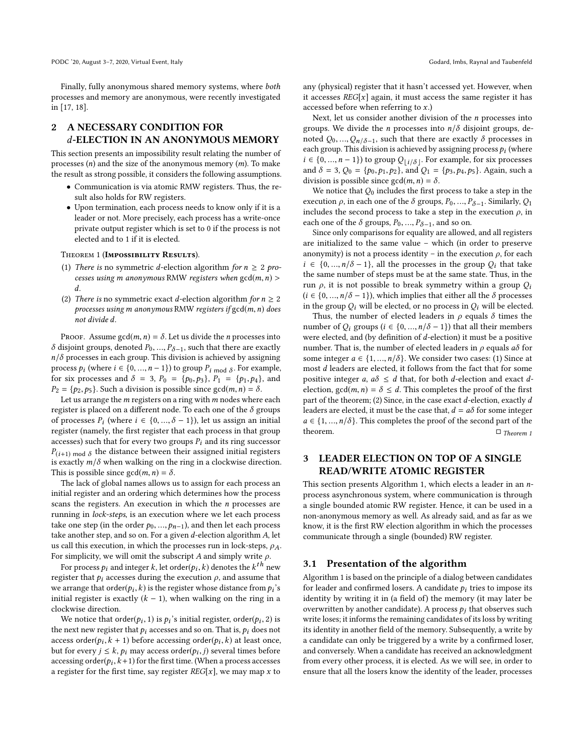Finally, fully anonymous shared memory systems, where *both* processes and memory are anonymous, were recently investigated in [17, 18].

## 2 A NECESSARY CONDITION FOR $d$-ELECTION IN AN ANONYMOUS MEMORY

This section presents an impossibility result relating the number of processes ($n$) and the size of the anonymous memory ($m$). To make the result as strong possible, it considers the following assumptions.

- Communication is via atomic RMW registers. Thus, the result also holds for RW registers.
- Upon termination, each process needs to know only if it is a leader or not. More precisely, each process has a write-once private output register which is set to 0 if the process is not elected and to 1 if it is elected.

Theorem 1 (**Impossibility Results**).

(1) *There is* no symmetric $d$-election algorithm *for* $n \geq 2$ *processes using* $m$ *anonymous* RMW *registers when* $\gcd(m, n) > d$.

(2) *There is* no symmetric exact $d$-election algorithm *for* $n \geq 2$ *processes using* $m$ *anonymous* RMW *registers if* $\gcd(m, n)$ *does not divide* $d$.

Proof. Assume $\gcd(m, n) = \delta$. Let us divide the $n$ processes into $\delta$ disjoint groups, denoted $P_0, ..., P_{\delta-1}$, such that there are exactly $n/\delta$ processes in each group. This division is achieved by assigning process $p_i$ (where $i \in \{0, ..., n-1\}$) to group $P_{i \bmod \delta}$. For example, for six processes and $\delta = 3$, $P_0 = \{p_0, p_3\}$, $P_1 = \{p_1, p_4\}$, and $P_2 = \{p_2, p_5\}$. Such a division is possible since $\gcd(m, n) = \delta$.

Let us arrange the $m$ registers on a ring with $m$ nodes where each register is placed on a different node. To each one of the $\delta$ groups of processes $P_i$ (where $i \in \{0, ..., \delta-1\}$), let us assign an initial register (namely, the first register that each process in that group accesses) such that for every two groups $P_i$ and its ring successor $P_{(i+1) \bmod \delta}$ the distance between their assigned initial registers is exactly $m/\delta$ when walking on the ring in a clockwise direction. This is possible since $\gcd(m, n) = \delta$.

The lack of global names allows us to assign for each process an initial register and an ordering which determines how the process scans the registers. An execution in which the $n$ processes are running in *lock-steps*, is an execution where we let each process take one step (in the order $p_0, ..., p_{n-1}$), and then let each process take another step, and so on. For a given $d$-election algorithm $A$, let us call this execution, in which the processes run in lock-steps, $\rho_A$. For simplicity, we will omit the subscript $A$ and simply write $\rho$.

For process $p_i$ and integer $k$, let order$(p_i, k)$ denote the $k^{th}$ new register that $p_i$ accesses during the execution $\rho$, and assume that we arrange that order$(p_i, k)$ is the register whose distance from $p_i$'s initial register is exactly $(k-1)$, when walking on the ring in a clockwise direction.

We notice that order$(p_i, 1)$ is $p_i$'s initial register, order$(p_i, 2)$ is the next new register that $p_i$ accesses and so on. That is, $p_i$ does not access order$(p_i, k+1)$ before accessing order$(p_i, k)$ at least once, but for every $j \leq k$, $p_i$ may access order$(p_i, j)$ several times before accessing order$(p_i, k+1)$ for the first time. (When a process accesses a register for the first time, say register $REG[x]$, we may map $x$ to any (physical) register that it hasn't accessed yet. However, when it accesses $REG[x]$ again, it must access the same register it has accessed before when referring to $x$.)

Next, let us consider another division of the $n$ processes into groups. We divide the $n$ processes into $n/\delta$ disjoint groups, denoted $Q_0, ..., Q_{n/\delta-1}$, such that there are exactly $\delta$ processes in each group. This division is achieved by assigning process $p_i$ (where $i \in \{0, ..., n-1\}$) to group $Q_{\lfloor i/\delta \rfloor}$. For example, for six processes and $\delta = 3$, $Q_0 = \{p_0, p_1, p_2\}$, and $Q_1 = \{p_3, p_4, p_5\}$. Again, such a division is possible since $\gcd(m, n) = \delta$.

We notice that $Q_0$ includes the first process to take a step in the execution $\rho$, in each one of the $\delta$ groups, $P_0, ..., P_{\delta-1}$. Similarly, $Q_1$ includes the second process to take a step in the execution $\rho$, in each one of the $\delta$ groups, $P_0, ..., P_{\delta-1}$, and so on.

Since only comparisons for equality are allowed, and all registers are initialized to the same value – which (in order to preserve anonymity) is not a process identity – in the execution $\rho$, for each $i \in \{0, ..., n/\delta-1\}$, all the processes in the group $Q_i$ that take the same number of steps must be at the same state. Thus, in the run $\rho$, it is not possible to break symmetry within a group $Q_i$ ($i \in \{0, ..., n/\delta-1\}$), which implies that either all the $\delta$ processes in the group $Q_i$ will be elected, or no process in $Q_i$ will be elected.

Thus, the number of elected leaders in $\rho$ equals $\delta$ times the number of $Q_i$ groups ($i \in \{0, ..., n/\delta-1\}$) that all their members were elected, and (by definition of $d$-election) it must be a positive number. That is, the number of elected leaders in $\rho$ equals $a\delta$ for some integer $a \in \{1, ..., n/\delta\}$. We consider two cases: (1) Since at most $d$ leaders are elected, it follows from the fact that for some positive integer $a$, $a\delta \leq d$ that, for both $d$-election and exact $d$-election, $\gcd(m, n) = \delta \leq d$. This completes the proof of the first part of the theorem; (2) Since, in the case exact $d$-election, exactly $d$ leaders are elected, it must be the case that, $d = a\delta$ for some integer $a \in \{1, ..., n/\delta\}$. This completes the proof of the second part of the theorem. □ *Theorem 1*

## 3 LEADER ELECTION ON TOP OF A SINGLE READ/WRITE ATOMIC REGISTER

This section presents Algorithm 1, which elects a leader in an $n$-process asynchronous system, where communication is through a single bounded atomic RW register. Hence, it can be used in a non-anonymous memory as well. As already said, and as far as we know, it is the first RW election algorithm in which the processes communicate through a single (bounded) RW register.

### 3.1 Presentation of the algorithm

Algorithm 1 is based on the principle of a dialog between candidates for leader and confirmed losers. A candidate $p_i$ tries to impose its identity by writing it in (a field of) the memory (it may later be overwritten by another candidate). A process $p_j$ that observes such write loses; it informs the remaining candidates of its loss by writing its identity in another field of the memory. Subsequently, a write by a candidate can only be triggered by a write by a confirmed loser, and conversely. When a candidate has received an acknowledgment from every other process, it is elected. As we will see, in order to ensure that all the losers know the identity of the leader, processes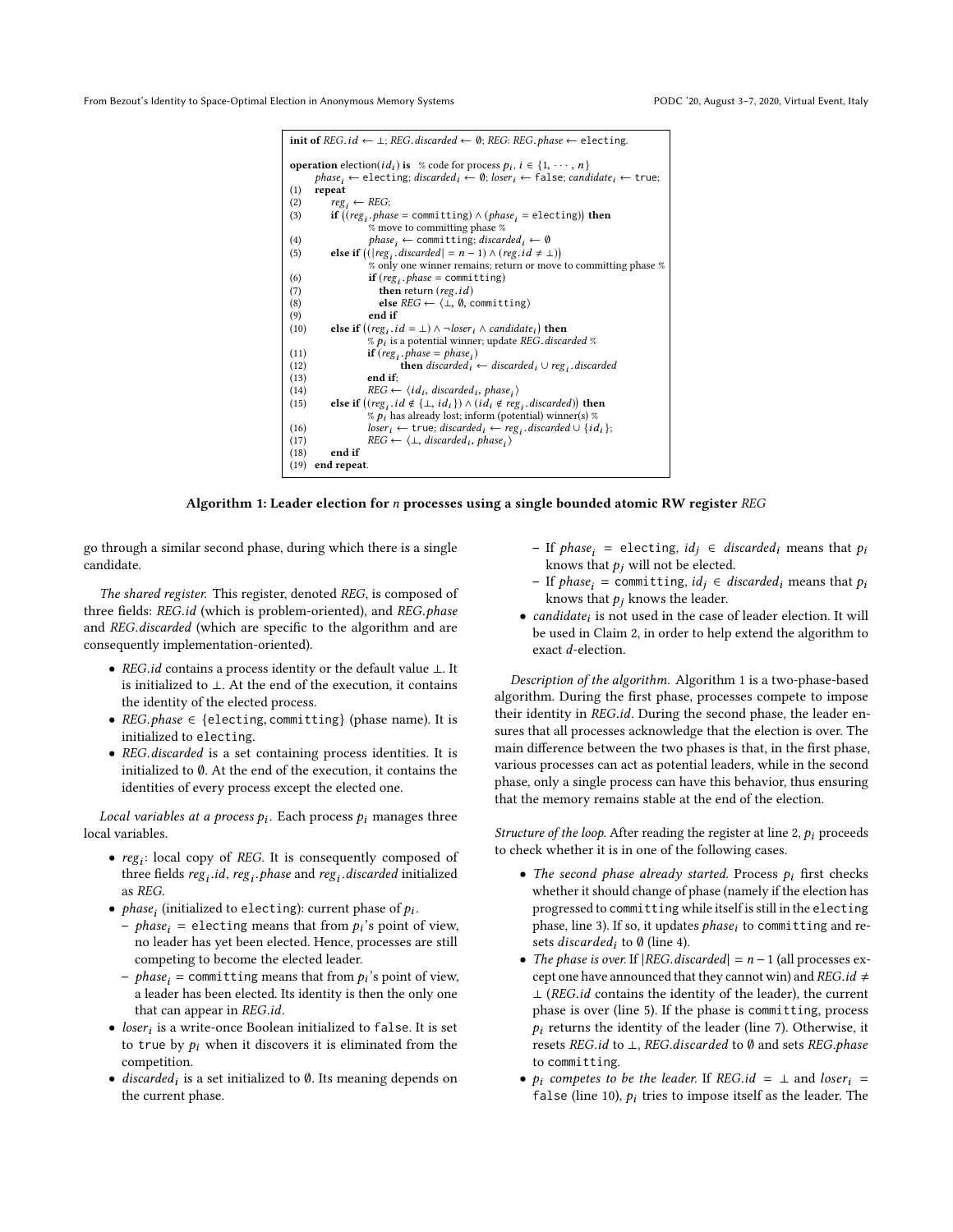```
init of REG.id ← ⊥; REG.discarded ← ∅; REG: REG.phase ← electing.

operation election(id_i) is   % code for process p_i, i ∈ {1, ··· , n}
      phase_i ← electing; discarded_i ← ∅; loser_i ← false; candidate_i ← true;
(1)   repeat
(2)       reg_i ← REG;
(3)       if ((reg_i.phase = committing) ∧ (phase_i = electing)) then
                 % move to committing phase %
(4)              phase_i ← committing; discarded_i ← ∅
(5)       else if ((|reg_i.discarded| = n − 1) ∧ (reg.id ≠ ⊥))
                 % only one winner remains; return or move to committing phase %
(6)              if (reg_i.phase = committing)
(7)                 then return (reg.id)
(8)                 else REG ← ⟨⊥, ∅, committing⟩
(9)              end if
(10)      else if ((reg_i.id = ⊥) ∧ ¬loser_i ∧ candidate_i) then
                 % p_i is a potential winner; update REG.discarded %
(11)             if (reg_i.phase = phase_i)
(12)                   then discarded_i ← discarded_i ∪ reg_i.discarded
(13)             end if;
(14)             REG ← ⟨id_i, discarded_i, phase_i⟩
(15)      else if ((reg_i.id ∉ {⊥, id_i}) ∧ (id_i ∉ reg_i.discarded)) then
                 % p_i has already lost; inform (potential) winner(s) %
(16)             loser_i ← true; discarded_i ← reg_i.discard ∪ {id_i};
(17)             REG ← ⟨⊥, discarded_i, phase_i⟩
(18)      end if
(19)  end repeat.
```

**Algorithm 1: Leader election for $n$ processes using a single bounded atomic RW register *REG***

go through a similar second phase, during which there is a single candidate.

*The shared register.* This register, denoted *REG*, is composed of three fields: *REG.id* (which is problem-oriented), and *REG.phase* and *REG.discarded* (which are specific to the algorithm and are consequently implementation-oriented).

- *REG.id* contains a process identity or the default value ⊥. It is initialized to ⊥. At the end of the execution, it contains the identity of the elected process.
- *REG.phase* ∈ {electing, committing} (phase name). It is initialized to electing.
- *REG.discarded* is a set containing process identities. It is initialized to ∅. At the end of the execution, it contains the identities of every process except the elected one.

*Local variables at a process $p_i$.* Each process $p_i$ manages three local variables.

- $reg_i$: local copy of *REG*. It is consequently composed of three fields $reg_i.id$, $reg_i.phase$ and $reg_i.discarded$ initialized as *REG*.
- $phase_i$ (initialized to electing): current phase of $p_i$.
  - $phase_i$ = electing means that from $p_i$'s point of view, no leader has yet been elected. Hence, processes are still competing to become the elected leader.
  - $phase_i$ = committing means that from $p_i$'s point of view, a leader has been elected. Its identity is then the only one that can appear in *REG.id*.
- $loser_i$ is a write-once Boolean initialized to false. It is set to true by $p_i$ when it discovers it is eliminated from the competition.
- $discarded_i$ is a set initialized to ∅. Its meaning depends on the current phase.
  - If $phase_i$ = electing, $id_j \in discarded_i$ means that $p_i$ knows that $p_j$ will not be elected.
  - If $phase_i$ = committing, $id_j \in discarded_i$ means that $p_i$ knows that $p_j$ knows the leader.
- $candidate_i$ is not used in the case of leader election. It will be used in Claim 2, in order to help extend the algorithm to exact $d$-election.

*Description of the algorithm.* Algorithm 1 is a two-phase-based algorithm. During the first phase, processes compete to impose their identity in *REG.id*. During the second phase, the leader ensures that all processes acknowledge that the election is over. The main difference between the two phases is that, in the first phase, various processes can act as potential leaders, while in the second phase, only a single process can have this behavior, thus ensuring that the memory remains stable at the end of the election.

*Structure of the loop.* After reading the register at line 2, $p_i$ proceeds to check whether it is in one of the following cases.

- *The second phase already started.* Process $p_i$ first checks whether it should change of phase (namely if the election has progressed to committing while itself is still in the electing phase, line 3). If so, it updates $phase_i$ to committing and resets $discarded_i$ to ∅ (line 4).
- *The phase is over.* If $|REG.discarded| = n - 1$ (all processes except one have announced that they cannot win) and $REG.id \neq \bot$ (*REG.id* contains the identity of the leader), the current phase is over (line 5). If the phase is committing, process $p_i$ returns the identity of the leader (line 7). Otherwise, it resets *REG.id* to ⊥, *REG.discarded* to ∅ and sets *REG.phase* to committing.
- *$p_i$ competes to be the leader.* If $REG.id = \bot$ and $loser_i$ = false (line 10), $p_i$ tries to impose itself as the leader. The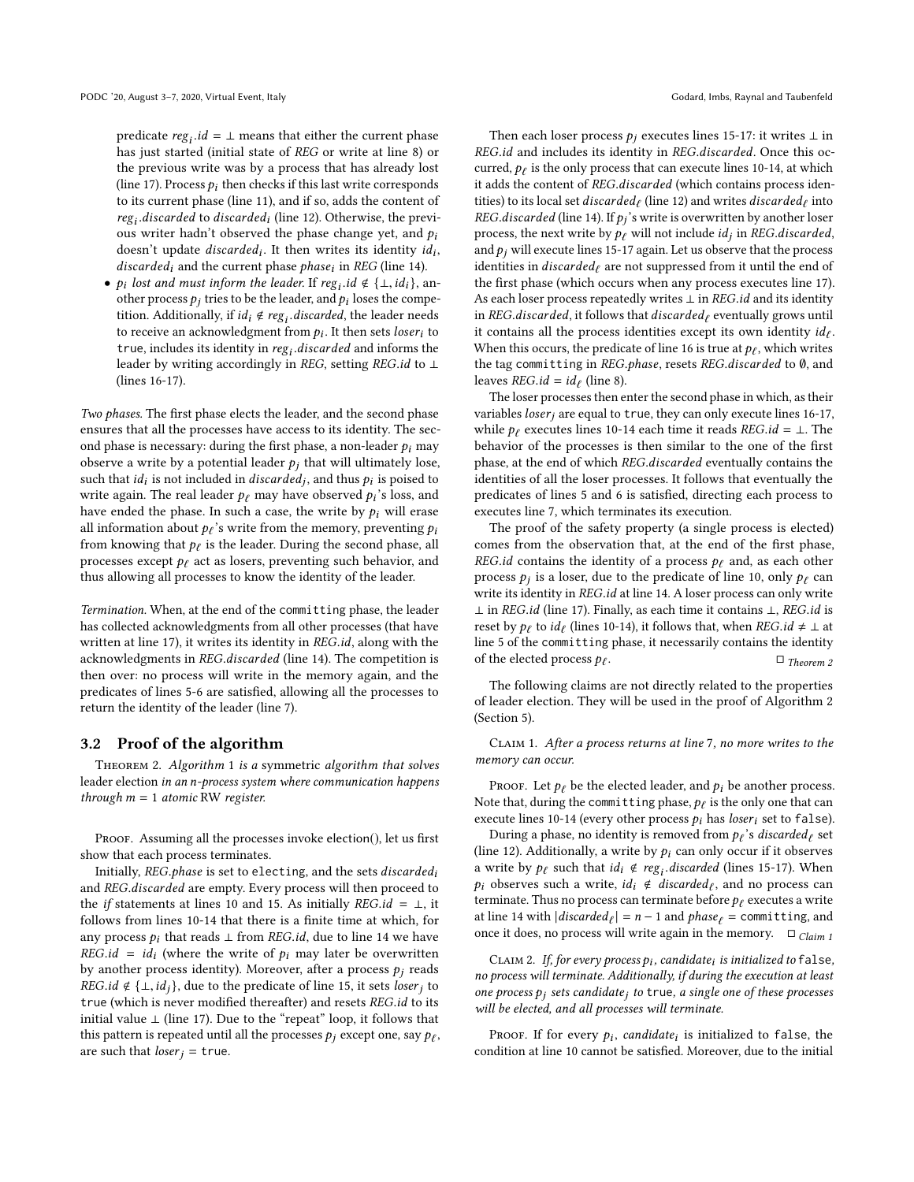predicate $reg_i.id = \bot$ means that either the current phase has just started (initial state of *REG* or write at line 8) or the previous write was by a process that has already lost (line 17). Process $p_i$ then checks if this last write corresponds to its current phase (line 11), and if so, adds the content of $reg_i.discarded$ to $discarded_i$ (line 12). Otherwise, the previous writer hadn't observed the phase change yet, and $p_i$ doesn't update $discarded_i$. It then writes its identity $id_i$, $discarded_i$ and the current phase $phase_i$ in *REG* (line 14).

- *$p_i$ lost and must inform the leader.* If $reg_i.id \notin \{\bot, id_i\}$, another process $p_j$ tries to be the leader, and $p_i$ loses the competition. Additionally, if $id_i \notin reg_i.discarded$, the leader needs to receive an acknowledgment from $p_i$. It then sets $loser_i$ to true, includes its identity in $reg_i.discarded$ and informs the leader by writing accordingly in *REG*, setting *REG.id* to $\bot$ (lines 16-17).

*Two phases.* The first phase elects the leader, and the second phase ensures that all the processes have access to its identity. The second phase is necessary: during the first phase, a non-leader $p_i$ may observe a write by a potential leader $p_j$ that will ultimately lose, such that $id_i$ is not included in $discarded_j$, and thus $p_i$ is poised to write again. The real leader $p_\ell$ may have observed $p_i$'s loss, and have ended the phase. In such a case, the write by $p_i$ will erase all information about $p_\ell$'s write from the memory, preventing $p_i$ from knowing that $p_\ell$ is the leader. During the second phase, all processes except $p_\ell$ act as losers, preventing such behavior, and thus allowing all processes to know the identity of the leader.

*Termination.* When, at the end of the committing phase, the leader has collected acknowledgments from all other processes (that have written at line 17), it writes its identity in *REG.id*, along with the acknowledgments in *REG.discarded* (line 14). The competition is then over: no process will write in the memory again, and the predicates of lines 5-6 are satisfied, allowing all the processes to return the identity of the leader (line 7).

## 3.2 Proof of the algorithm

Theorem 2. *Algorithm 1 is a* symmetric *algorithm that solves* leader election *in an n-process system where communication happens through $m = 1$ atomic* RW *register.*

Proof. Assuming all the processes invoke election(), let us first show that each process terminates.

Initially, *REG.phase* is set to electing, and the sets $discarded_i$ and *REG.discarded* are empty. Every process will then proceed to the *if* statements at lines 10 and 15. As initially $REG.id = \bot$, it follows from lines 10-14 that there is a finite time at which, for any process $p_i$ that reads $\bot$ from *REG.id*, due to line 14 we have $REG.id = id_i$ (where the write of $p_i$ may later be overwritten by another process identity). Moreover, after a process $p_j$ reads $REG.id \notin \{\bot, id_j\}$, due to the predicate of line 15, it sets $loser_j$ to true (which is never modified thereafter) and resets *REG.id* to its initial value $\bot$ (line 17). Due to the "repeat" loop, it follows that this pattern is repeated until all the processes $p_j$ except one, say $p_\ell$, are such that $loser_j =$ true.

Then each loser process $p_j$ executes lines 15-17: it writes $\bot$ in *REG.id* and includes its identity in *REG.discarded*. Once this occurred, $p_\ell$ is the only process that can execute lines 10-14, at which it adds the content of *REG.discarded* (which contains process identities) to its local set $discarded_\ell$ (line 12) and writes $discarded_\ell$ into *REG.discarded* (line 14). If $p_j$'s write is overwritten by another loser process, the next write by $p_\ell$ will not include $id_j$ in *REG.discarded*, and $p_j$ will execute lines 15-17 again. Let us observe that the process identities in $discarded_\ell$ are not suppressed from it until the end of the first phase (which occurs when any process executes line 17). As each loser process repeatedly writes $\bot$ in *REG.id* and its identity in *REG.discarded*, it follows that $discarded_\ell$ eventually grows until it contains all the process identities except its own identity $id_\ell$. When this occurs, the predicate of line 16 is true at $p_\ell$, which writes the tag committing in *REG.phase*, resets *REG.discarded* to $\emptyset$, and leaves $REG.id = id_\ell$ (line 8).

The loser processes then enter the second phase in which, as their variables $loser_j$ are equal to true, they can only execute lines 16-17, while $p_\ell$ executes lines 10-14 each time it reads $REG.id = \bot$. The behavior of the processes is then similar to the one of the first phase, at the end of which *REG.discarded* eventually contains the identities of all the loser processes. It follows that eventually the predicates of lines 5 and 6 is satisfied, directing each process to executes line 7, which terminates its execution.

The proof of the safety property (a single process is elected) comes from the observation that, at the end of the first phase, *REG.id* contains the identity of a process $p_\ell$ and, as each other process $p_j$ is a loser, due to the predicate of line 10, only $p_\ell$ can write its identity in *REG.id* at line 14. A loser process can only write $\bot$ in *REG.id* (line 17). Finally, as each time it contains $\bot$, *REG.id* is reset by $p_\ell$ to $id_\ell$ (lines 10-14), it follows that, when $REG.id \neq \bot$ at line 5 of the committing phase, it necessarily contains the identity of the elected process $p_\ell$. $\square_{\text{Theorem 2}}$

The following claims are not directly related to the properties of leader election. They will be used in the proof of Algorithm 2 (Section 5).

Claim 1. *After a process returns at line 7, no more writes to the memory can occur.*

Proof. Let $p_\ell$ be the elected leader, and $p_i$ be another process. Note that, during the committing phase, $p_\ell$ is the only one that can execute lines 10-14 (every other process $p_i$ has $loser_i$ set to false).

During a phase, no identity is removed from $p_\ell$'s $discarded_\ell$ set (line 12). Additionally, a write by $p_i$ can only occur if it observes a write by $p_\ell$ such that $id_i \notin reg_i.discarded$ (lines 15-17). When $p_i$ observes such a write, $id_i \notin discarded_\ell$, and no process can terminate. Thus no process can terminate before $p_\ell$ executes a write at line 14 with $|discarded_\ell| = n - 1$ and $phase_\ell =$ committing, and once it does, no process will write again in the memory. $\square_{\text{Claim 1}}$

Claim 2. *If, for every process $p_i$, $candidate_i$ is initialized to* false*, no process will terminate. Additionally, if during the execution at least one process $p_j$ sets $candidate_j$ to* true*, a single one of these processes will be elected, and all processes will terminate.*

Proof. If for every $p_i$, $candidate_i$ is initialized to false, the condition at line 10 cannot be satisfied. Moreover, due to the initial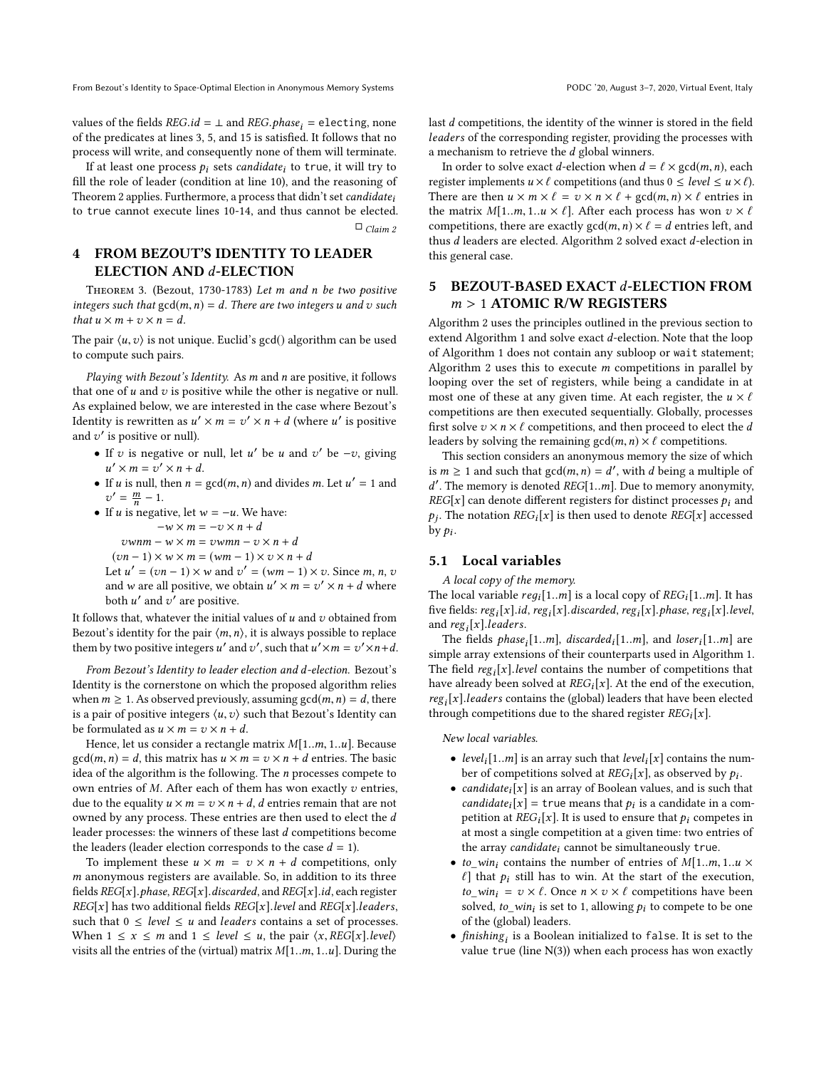values of the fields $REG.id = \perp$ and $REG.phase_i$ = electing, none of the predicates at lines 3, 5, and 15 is satisfied. It follows that no process will write, and consequently none of them will terminate.

If at least one process $p_i$ sets $candidate_i$ to true, it will try to fill the role of leader (condition at line 10), and the reasoning of Theorem 2 applies. Furthermore, a process that didn't set $candidate_i$ to true cannot execute lines 10-14, and thus cannot be elected. $\square_{\text{ Claim 2}}$

# 4 FROM BEZOUT'S IDENTITY TO LEADER ELECTION AND $d$-ELECTION

Theorem 3. (Bezout, 1730-1783) *Let $m$ and $n$ be two positive integers such that $\gcd(m,n) = d$. There are two integers $u$ and $v$ such that $u \times m + v \times n = d$.*

The pair $\langle u, v\rangle$ is not unique. Euclid's gcd() algorithm can be used to compute such pairs.

*Playing with Bezout's Identity.* As $m$ and $n$ are positive, it follows that one of $u$ and $v$ is positive while the other is negative or null. As explained below, we are interested in the case where Bezout's Identity is rewritten as $u' \times m = v' \times n + d$ (where $u'$ is positive and $v'$ is positive or null).

- If $v$ is negative or null, let $u'$ be $u$ and $v'$ be $-v$, giving $u' \times m = v' \times n + d$.
- If $u$ is null, then $n = \gcd(m,n)$ and divides $m$. Let $u' = 1$ and $v' = \frac{m}{n} - 1$.
- If $u$ is negative, let $w = -u$. We have:
$$-w \times m = -v \times n + d$$
$$vwnm - w \times m = vwmn - v \times n + d$$
$$(vn - 1) \times w \times m = (wm - 1) \times v \times n + d$$
Let $u' = (vn - 1) \times w$ and $v' = (wm - 1) \times v$. Since $m$, $n$, $v$ and $w$ are all positive, we obtain $u' \times m = v' \times n + d$ where both $u'$ and $v'$ are positive.

It follows that, whatever the initial values of $u$ and $v$ obtained from Bezout's identity for the pair $\langle m, n\rangle$, it is always possible to replace them by two positive integers $u'$ and $v'$, such that $u' \times m = v' \times n + d$.

*From Bezout's Identity to leader election and d-election.* Bezout's Identity is the cornerstone on which the proposed algorithm relies when $m \geq 1$. As observed previously, assuming $\gcd(m,n) = d$, there is a pair of positive integers $\langle u, v\rangle$ such that Bezout's Identity can be formulated as $u \times m = v \times n + d$.

Hence, let us consider a rectangle matrix $M[1..m, 1..u]$. Because $\gcd(m,n) = d$, this matrix has $u \times m = v \times n + d$ entries. The basic idea of the algorithm is the following. The $n$ processes compete to own entries of $M$. After each of them has won exactly $v$ entries, due to the equality $u \times m = v \times n + d$, $d$ entries remain that are not owned by any process. These entries are then used to elect the $d$ leader processes: the winners of these last $d$ competitions become the leaders (leader election corresponds to the case $d = 1$).

To implement these $u \times m = v \times n + d$ competitions, only $m$ anonymous registers are available. So, in addition to its three fields $REG[x].phase$, $REG[x].discarded$, and $REG[x].id$, each register $REG[x]$ has two additional fields $REG[x].level$ and $REG[x].leaders$, such that $0 \leq level \leq u$ and $leaders$ contains a set of processes. When $1 \leq x \leq m$ and $1 \leq level \leq u$, the pair $\langle x, REG[x].level\rangle$ visits all the entries of the (virtual) matrix $M[1..m, 1..u]$. During the last $d$ competitions, the identity of the winner is stored in the field $leaders$ of the corresponding register, providing the processes with a mechanism to retrieve the $d$ global winners.

In order to solve exact $d$-election when $d = \ell \times \gcd(m,n)$, each register implements $u \times \ell$ competitions (and thus $0 \leq level \leq u \times \ell$). There are then $u \times m \times \ell = v \times n \times \ell + \gcd(m,n) \times \ell$ entries in the matrix $M[1..m, 1..u \times \ell]$. After each process has won $v \times \ell$ competitions, there are exactly $\gcd(m,n) \times \ell = d$ entries left, and thus $d$ leaders are elected. Algorithm 2 solved exact $d$-election in this general case.

# 5 BEZOUT-BASED EXACT $d$-ELECTION FROM $m > 1$ ATOMIC R/W REGISTERS

Algorithm 2 uses the principles outlined in the previous section to extend Algorithm 1 and solve exact $d$-election. Note that the loop of Algorithm 1 does not contain any subloop or wait statement; Algorithm 2 uses this to execute $m$ competitions in parallel by looping over the set of registers, while being a candidate in at most one of these at any given time. At each register, the $u \times \ell$ competitions are then executed sequentially. Globally, processes first solve $v \times n \times \ell$ competitions, and then proceed to elect the $d$ leaders by solving the remaining $\gcd(m,n) \times \ell$ competitions.

This section considers an anonymous memory the size of which is $m \geq 1$ and such that $\gcd(m,n) = d'$, with $d$ being a multiple of $d'$. The memory is denoted $REG[1..m]$. Due to memory anonymity, $REG[x]$ can denote different registers for distinct processes $p_i$ and $p_j$. The notation $REG_i[x]$ is then used to denote $REG[x]$ accessed by $p_i$.

## 5.1 Local variables

*A local copy of the memory.*

The local variable $reg_i[1..m]$ is a local copy of $REG_i[1..m]$. It has five fields: $reg_i[x].id$, $reg_i[x].discarded$, $reg_i[x].phase$, $reg_i[x].level$, and $reg_i[x].leaders$.

The fields $phase_i[1..m]$, $discarded_i[1..m]$, and $loser_i[1..m]$ are simple array extensions of their counterparts used in Algorithm 1. The field $reg_i[x].level$ contains the number of competitions that have already been solved at $REG_i[x]$. At the end of the execution, $reg_i[x].leaders$ contains the (global) leaders that have been elected through competitions due to the shared register $REG_i[x]$.

*New local variables.*

- $level_i[1..m]$ is an array such that $level_i[x]$ contains the number of competitions solved at $REG_i[x]$, as observed by $p_i$.
- $candidate_i[x]$ is an array of Boolean values, and is such that $candidate_i[x]$ = true means that $p_i$ is a candidate in a competition at $REG_i[x]$. It is used to ensure that $p_i$ competes in at most a single competition at a given time: two entries of the array $candidate_i$ cannot be simultaneously true.
- $to\_win_i$ contains the number of entries of $M[1..m, 1..u \times \ell]$ that $p_i$ still has to win. At the start of the execution, $to\_win_i = v \times \ell$. Once $n \times v \times \ell$ competitions have been solved, $to\_win_i$ is set to 1, allowing $p_i$ to compete to be one of the (global) leaders.
- $finishing_i$ is a Boolean initialized to false. It is set to the value true (line N(3)) when each process has won exactly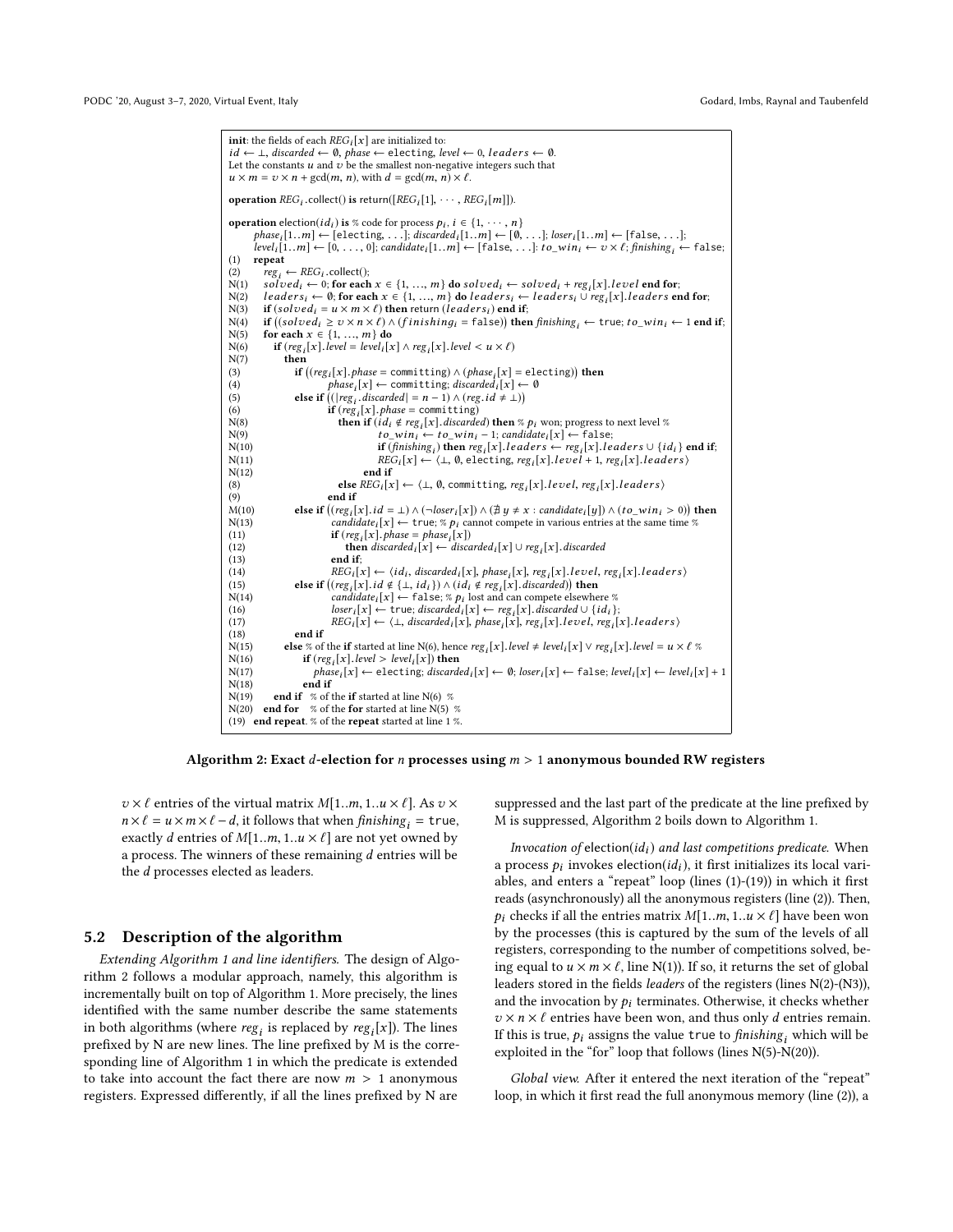```
init: the fields of each REG_i[x] are initialized to:
id ← ⊥, discarded ← ∅, phase ← electing, level ← 0, leaders ← ∅.
Let the constants u and v be the smallest non-negative integers such that
u × m = v × n + gcd(m, n), with d = gcd(m, n) × ℓ.

operation REG_i.collect() is return([REG_i[1], ··· , REG_i[m]]).

operation election(id_i) is % code for process p_i, i ∈ {1, ··· , n}
      phase_i[1..m] ← [electing, ...]; discarded_i[1..m] ← [∅, ...]; loser_i[1..m] ← [false, ...];
      level_i[1..m] ← [0, ..., 0]; candidate_i[1..m] ← [false, ...]: to_win_i ← v × ℓ; finishing_i ← false;
(1)    repeat
(2)      reg_i ← REG_i.collect();
N(1)     solved_i ← 0; for each x ∈ {1, ..., m} do solved_i ← solved_i + reg_i[x].level end for;
N(2)     leaders_i ← ∅; for each x ∈ {1, ..., m} do leaders_i ← leaders_i ∪ reg_i[x].leaders end for;
N(3)     if (solved_i = u × m × ℓ) then return (leaders_i) end if;
N(4)     if ((solved_i ≥ v × n × ℓ) ∧ (finishing_i = false)) then finishing_i ← true; to_win_i ← 1 end if;
N(5)     for each x ∈ {1, ..., m} do
N(6)       if (reg_i[x].level = level_i[x] ∧ reg_i[x].level < u × ℓ)
N(7)         then
(3)            if ((reg_i[x].phase = committing) ∧ (phase_i[x] = electing)) then
(4)                phase_i[x] ← committing; discarded_i[x] ← ∅
(5)            else if ((|reg_i.discarded| = n − 1) ∧ (reg.id ≠ ⊥))
(6)                if (reg_i[x].phase = committing)
N(8)                   then if (id_i ∉ reg_i[x].discarded) then % p_i won; progress to next level %
N(9)                           to_win_i ← to_win_i − 1; candidate_i[x] ← false;
N(10)                          if (finishing_i) then reg_i[x].leaders ← reg_i[x].leaders ∪ {id_i} end if;
N(11)                          REG_i[x] ← ⟨⊥, ∅, electing, reg_i[x].level + 1, reg_i[x].leaders⟩
N(12)                       end if
(8)                    else REG_i[x] ← ⟨⊥, ∅, committing, reg_i[x].level, reg_i[x].leaders⟩
(9)                end if
M(10)          else if ((reg_i[x].id = ⊥) ∧ (¬loser_i[x]) ∧ (∄ y ≠ x : candidate_i[y]) ∧ (to_win_i > 0)) then
N(13)              candidate_i[x] ← true; % p_i cannot compete in various entries at the same time %
(11)               if (reg_i[x].phase = phase_i[x])
(12)                   then discarded_i[x] ← discarded_i[x] ∪ reg_i[x].discarded
(13)               end if;
(14)               REG_i[x] ← ⟨id_i, discarded_i[x], phase_i[x], reg_i[x].level, reg_i[x].leaders⟩
(15)           else if ((reg_i[x].id ∉ {⊥, id_i}) ∧ (id_i ∉ reg_i[x].discarded)) then
N(14)              candidate_i[x] ← false; % p_i lost and can compete elsewhere %
(16)               loser_i[x] ← true; discarded_i[x] ← reg_i[x].discarded ∪ {id_i};
(17)               REG_i[x] ← ⟨⊥, discarded_i[x], phase_i[x], reg_i[x].level, reg_i[x].leaders⟩
(18)           end if
N(15)      else % of the if started at line N(6), hence reg_i[x].level ≠ level_i[x] ∨ reg_i[x].level = u × ℓ %
N(16)          if (reg_i[x].level > level_i[x]) then
N(17)              phase_i[x] ← electing; discarded_i[x] ← ∅; loser_i[x] ← false; level_i[x] ← level_i[x] + 1
N(18)          end if
N(19)      end if   % of the if started at line N(6) %
N(20)    end for   % of the for started at line N(5) %
(19)   end repeat. % of the repeat started at line 1 %.
```

**Algorithm 2: Exact $d$-election for $n$ processes using $m > 1$ anonymous bounded RW registers**

$v \times \ell$ entries of the virtual matrix $M[1..m, 1..u \times \ell]$. As $v \times n \times \ell = u \times m \times \ell - d$, it follows that when $finishing_i$ = true, exactly $d$ entries of $M[1..m, 1..u \times \ell]$ are not yet owned by a process. The winners of these remaining $d$ entries will be the $d$ processes elected as leaders.

## 5.2 Description of the algorithm

*Extending Algorithm 1 and line identifiers.* The design of Algorithm 2 follows a modular approach, namely, this algorithm is incrementally built on top of Algorithm 1. More precisely, the lines identified with the same number describe the same statements in both algorithms (where $reg_i$ is replaced by $reg_i[x]$). The lines prefixed by N are new lines. The line prefixed by M is the corresponding line of Algorithm 1 in which the predicate is extended to take into account the fact there are now $m > 1$ anonymous registers. Expressed differently, if all the lines prefixed by N are suppressed and the last part of the predicate at the line prefixed by M is suppressed, Algorithm 2 boils down to Algorithm 1.

*Invocation of* election($id_i$) *and last competitions predicate.* When a process $p_i$ invokes election($id_i$), it first initializes its local variables, and enters a "repeat" loop (lines (1)-(19)) in which it first reads (asynchronously) all the anonymous registers (line (2)). Then, $p_i$ checks if all the entries matrix $M[1..m, 1..u \times \ell]$ have been won by the processes (this is captured by the sum of the levels of all registers, corresponding to the number of competitions solved, being equal to $u \times m \times \ell$, line N(1)). If so, it returns the set of global leaders stored in the fields *leaders* of the registers (lines N(2)-(N3)), and the invocation by $p_i$ terminates. Otherwise, it checks whether $v \times n \times \ell$ entries have been won, and thus only $d$ entries remain. If this is true, $p_i$ assigns the value true to $finishing_i$ which will be exploited in the "for" loop that follows (lines N(5)-N(20)).

*Global view.* After it entered the next iteration of the "repeat" loop, in which it first read the full anonymous memory (line (2)), a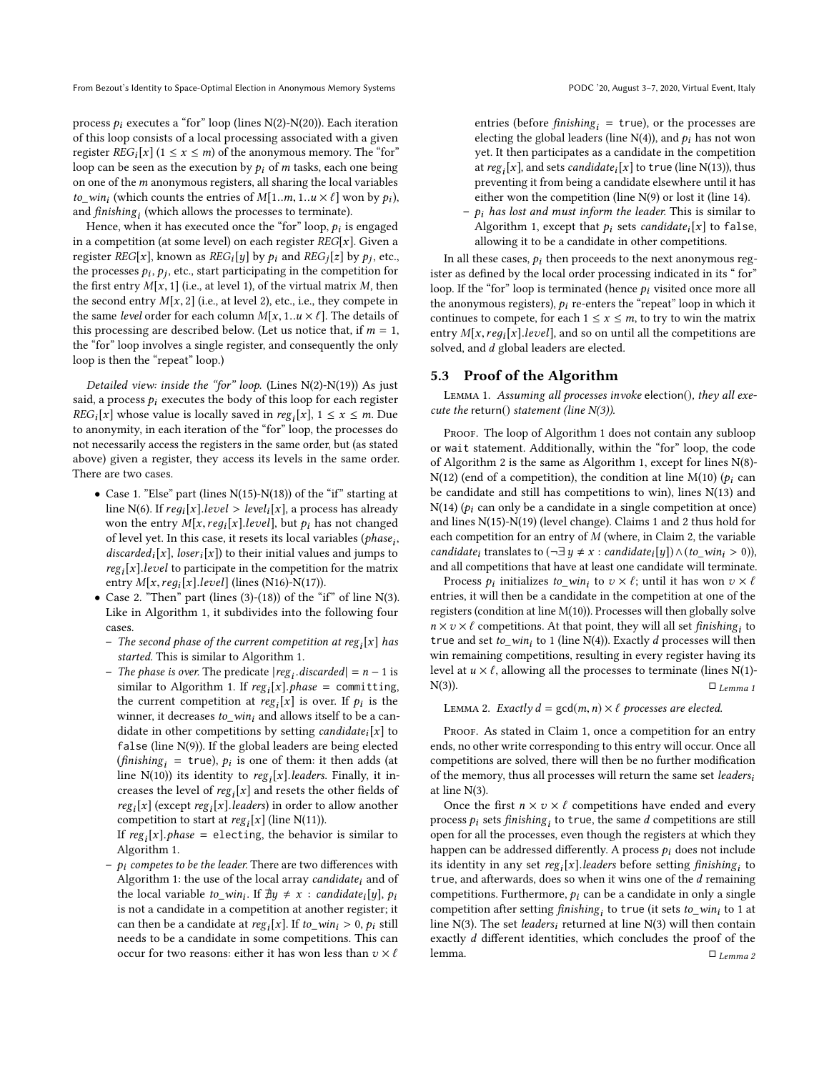process $p_i$ executes a "for" loop (lines N(2)-N(20)). Each iteration of this loop consists of a local processing associated with a given register $REG_i[x]$ ($1 \leq x \leq m$) of the anonymous memory. The "for" loop can be seen as the execution by $p_i$ of $m$ tasks, each one being on one of the $m$ anonymous registers, all sharing the local variables $to\_win_i$ (which counts the entries of $M[1..m, 1..u \times \ell]$ won by $p_i$), and $finishing_i$ (which allows the processes to terminate).

Hence, when it has executed once the "for" loop, $p_i$ is engaged in a competition (at some level) on each register $REG[x]$. Given a register $REG[x]$, known as $REG_i[y]$ by $p_i$ and $REG_j[z]$ by $p_j$, etc., the processes $p_i, p_j$, etc., start participating in the competition for the first entry $M[x, 1]$ (i.e., at level 1), of the virtual matrix $M$, then the second entry $M[x, 2]$ (i.e., at level 2), etc., i.e., they compete in the same *level* order for each column $M[x, 1..u \times \ell]$. The details of this processing are described below. (Let us notice that, if $m = 1$, the "for" loop involves a single register, and consequently the only loop is then the "repeat" loop.)

*Detailed view: inside the "for" loop.* (Lines N(2)-N(19)) As just said, a process $p_i$ executes the body of this loop for each register $REG_i[x]$ whose value is locally saved in $reg_i[x]$, $1 \leq x \leq m$. Due to anonymity, in each iteration of the "for" loop, the processes do not necessarily access the registers in the same order, but (as stated above) given a register, they access its levels in the same order. There are two cases.

- Case 1. "Else" part (lines N(15)-N(18)) of the "if" starting at line N(6). If $reg_i[x].level > level_i[x]$, a process has already won the entry $M[x, reg_i[x].level]$, but $p_i$ has not changed of level yet. In this case, it resets its local variables ($phase_i$, $discarded_i[x]$, $loser_i[x]$) to their initial values and jumps to $reg_i[x].level$ to participate in the competition for the matrix entry $M[x, reg_i[x].level]$ (lines (N16)-N(17)).
- Case 2. "Then" part (lines (3)-(18)) of the "if" of line N(3). Like in Algorithm 1, it subdivides into the following four cases.
  - *The second phase of the current competition at $reg_i[x]$ has started.* This is similar to Algorithm 1.
  - *The phase is over.* The predicate $|reg_i.discarded| = n - 1$ is similar to Algorithm 1. If $reg_i[x].phase$ = committing, the current competition at $reg_i[x]$ is over. If $p_i$ is the winner, it decreases $to\_win_i$ and allows itself to be a candidate in other competitions by setting $candidate_i[x]$ to false (line N(9)). If the global leaders are being elected ($finishing_i$ = true), $p_i$ is one of them: it then adds (at line N(10)) its identity to $reg_i[x].leaders$. Finally, it increases the level of $reg_i[x]$ and resets the other fields of $reg_i[x]$ (except $reg_i[x].leaders$) in order to allow another competition to start at $reg_i[x]$ (line N(11)).
    If $reg_i[x].phase$ = electing, the behavior is similar to Algorithm 1.
  - *$p_i$ competes to be the leader.* There are two differences with Algorithm 1: the use of the local array $candidate_i$ and of the local variable $to\_win_i$. If $\nexists y \neq x : candidate_i[y]$, $p_i$ is not a candidate in a competition at another register; it can then be a candidate at $reg_i[x]$. If $to\_win_i > 0$, $p_i$ still needs to be a candidate in some competitions. This can occur for two reasons: either it has won less than $v \times \ell$ entries (before $finishing_i$ = true), or the processes are electing the global leaders (line N(4)), and $p_i$ has not won yet. It then participates as a candidate in the competition at $reg_i[x]$, and sets $candidate_i[x]$ to true (line N(13)), thus preventing it from being a candidate elsewhere until it has either won the competition (line N(9) or lost it (line 14).
  - *$p_i$ has lost and must inform the leader.* This is similar to Algorithm 1, except that $p_i$ sets $candidate_i[x]$ to false, allowing it to be a candidate in other competitions.

In all these cases, $p_i$ then proceeds to the next anonymous register as defined by the local order processing indicated in its " for" loop. If the "for" loop is terminated (hence $p_i$ visited once more all the anonymous registers), $p_i$ re-enters the "repeat" loop in which it continues to compete, for each $1 \leq x \leq m$, to try to win the matrix entry $M[x, reg_i[x].level]$, and so on until all the competitions are solved, and $d$ global leaders are elected.

## 5.3 Proof of the Algorithm

Lemma 1. *Assuming all processes invoke* election(), *they all execute the* return() *statement (line N(3)).*

Proof. The loop of Algorithm 1 does not contain any subloop or wait statement. Additionally, within the "for" loop, the code of Algorithm 2 is the same as Algorithm 1, except for lines N(8)-N(12) (end of a competition), the condition at line M(10) ($p_i$ can be candidate and still has competitions to win), lines N(13) and N(14) ($p_i$ can only be a candidate in a single competition at once) and lines N(15)-N(19) (level change). Claims 1 and 2 thus hold for each competition for an entry of $M$ (where, in Claim 2, the variable $candidate_i$ translates to $(\neg\exists\, y \neq x : candidate_i[y]) \wedge (to\_win_i > 0)$), and all competitions that have at least one candidate will terminate.

Process $p_i$ initializes $to\_win_i$ to $v \times \ell$; until it has won $v \times \ell$ entries, it will then be a candidate in the competition at one of the registers (condition at line M(10)). Processes will then globally solve $n \times v \times \ell$ competitions. At that point, they will all set $finishing_i$ to true and set $to\_win_i$ to 1 (line N(4)). Exactly $d$ processes will then win remaining competitions, resulting in every register having its level at $u \times \ell$, allowing all the processes to terminate (lines N(1)-N(3)). $\square_{Lemma\ 1}$

Lemma 2. *Exactly $d = \gcd(m, n) \times \ell$ processes are elected.*

Proof. As stated in Claim 1, once a competition for an entry ends, no other write corresponding to this entry will occur. Once all competitions are solved, there will then be no further modification of the memory, thus all processes will return the same set $leaders_i$ at line N(3).

Once the first $n \times v \times \ell$ competitions have ended and every process $p_i$ sets $finishing_i$ to true, the same $d$ competitions are still open for all the processes, even though the registers at which they happen can be addressed differently. A process $p_i$ does not include its identity in any set $reg_i[x].leaders$ before setting $finishing_i$ to true, and afterwards, does so when it wins one of the $d$ remaining competitions. Furthermore, $p_i$ can be a candidate in only a single competition after setting $finishing_i$ to true (it sets $to\_win_i$ to 1 at line N(3). The set $leaders_i$ returned at line N(3) will then contain exactly $d$ different identities, which concludes the proof of the lemma. $\square_{Lemma\ 2}$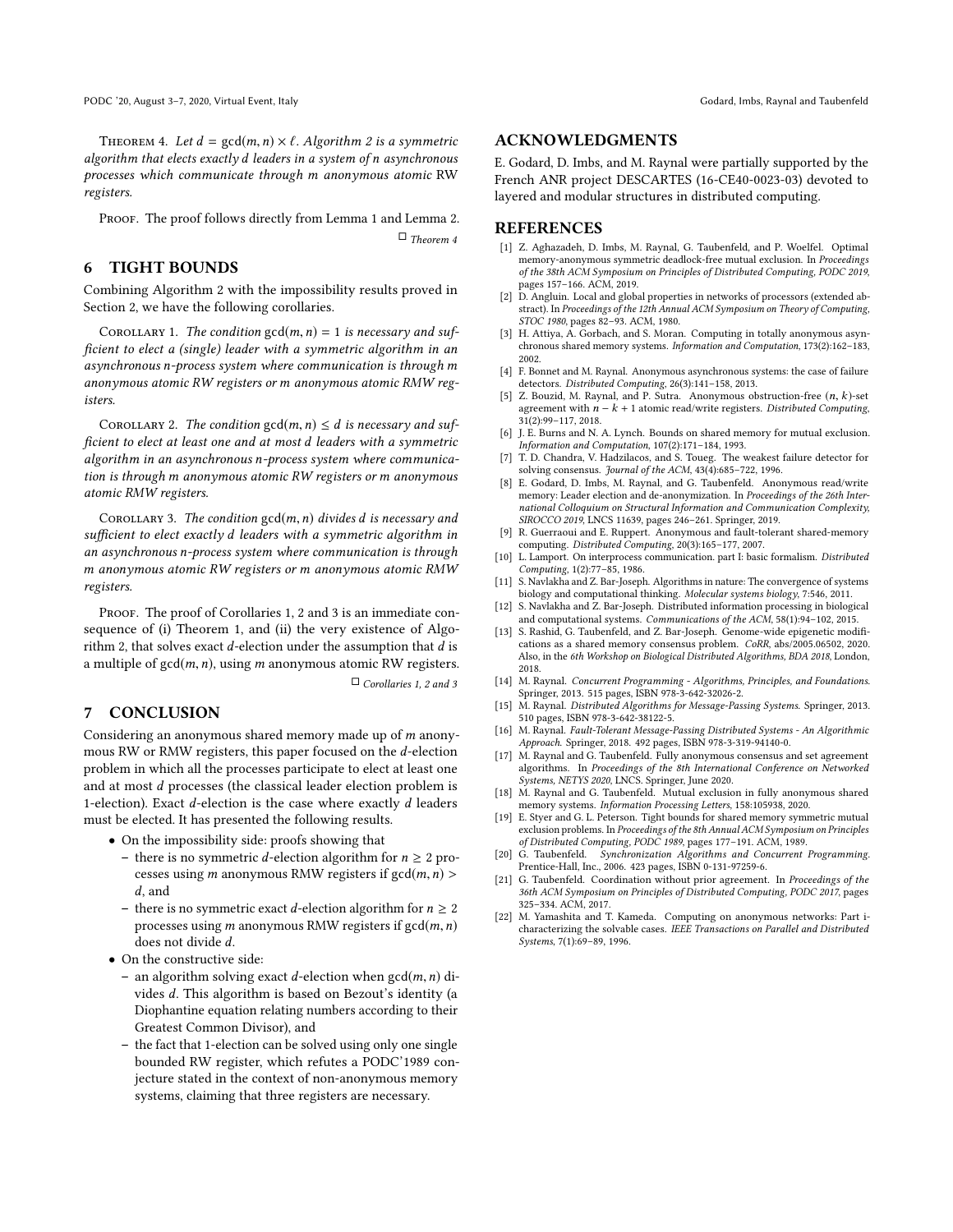Theorem 4. *Let $d = \gcd(m, n) \times \ell$. Algorithm 2 is a symmetric algorithm that elects exactly $d$ leaders in a system of $n$ asynchronous processes which communicate through $m$ anonymous atomic RW registers.*

Proof. The proof follows directly from Lemma 1 and Lemma 2. $\square$ *Theorem 4*

## 6 TIGHT BOUNDS

Combining Algorithm 2 with the impossibility results proved in Section 2, we have the following corollaries.

Corollary 1. *The condition $\gcd(m, n) = 1$ is necessary and sufficient to elect a (single) leader with a symmetric algorithm in an asynchronous $n$-process system where communication is through $m$ anonymous atomic RW registers or $m$ anonymous atomic RMW registers.*

Corollary 2. *The condition $\gcd(m, n) \leq d$ is necessary and sufficient to elect at least one and at most $d$ leaders with a symmetric algorithm in an asynchronous $n$-process system where communication is through $m$ anonymous atomic RW registers or $m$ anonymous atomic RMW registers.*

Corollary 3. *The condition $\gcd(m, n)$ divides $d$ is necessary and sufficient to elect exactly $d$ leaders with a symmetric algorithm in an asynchronous $n$-process system where communication is through $m$ anonymous atomic RW registers or $m$ anonymous atomic RMW registers.*

Proof. The proof of Corollaries 1, 2 and 3 is an immediate consequence of (i) Theorem 1, and (ii) the very existence of Algorithm 2, that solves exact $d$-election under the assumption that $d$ is a multiple of $\gcd(m, n)$, using $m$ anonymous atomic RW registers. $\square$ *Corollaries 1, 2 and 3*

## 7 CONCLUSION

Considering an anonymous shared memory made up of $m$ anonymous RW or RMW registers, this paper focused on the $d$-election problem in which all the processes participate to elect at least one and at most $d$ processes (the classical leader election problem is 1-election). Exact $d$-election is the case where exactly $d$ leaders must be elected. It has presented the following results.

- On the impossibility side: proofs showing that
  - there is no symmetric $d$-election algorithm for $n \geq 2$ processes using $m$ anonymous RMW registers if $\gcd(m, n) > d$, and
  - there is no symmetric exact $d$-election algorithm for $n \geq 2$ processes using $m$ anonymous RMW registers if $\gcd(m, n)$ does not divide $d$.
- On the constructive side:
  - an algorithm solving exact $d$-election when $\gcd(m, n)$ divides $d$. This algorithm is based on Bezout's identity (a Diophantine equation relating numbers according to their Greatest Common Divisor), and
  - the fact that 1-election can be solved using only one single bounded RW register, which refutes a PODC'1989 conjecture stated in the context of non-anonymous memory systems, claiming that three registers are necessary.

## ACKNOWLEDGMENTS

E. Godard, D. Imbs, and M. Raynal were partially supported by the French ANR project DESCARTES (16-CE40-0023-03) devoted to layered and modular structures in distributed computing.

## REFERENCES

[1] Z. Aghazadeh, D. Imbs, M. Raynal, G. Taubenfeld, and P. Woelfel. Optimal memory-anonymous symmetric deadlock-free mutual exclusion. In *Proceedings of the 38th ACM Symposium on Principles of Distributed Computing, PODC 2019*, pages 157–166. ACM, 2019.

[2] D. Angluin. Local and global properties in networks of processors (extended abstract). In *Proceedings of the 12th Annual ACM Symposium on Theory of Computing, STOC 1980*, pages 82–93. ACM, 1980.

[3] H. Attiya, A. Gorbach, and S. Moran. Computing in totally anonymous asynchronous shared memory systems. *Information and Computation*, 173(2):162–183, 2002.

[4] F. Bonnet and M. Raynal. Anonymous asynchronous systems: the case of failure detectors. *Distributed Computing*, 26(3):141–158, 2013.

[5] Z. Bouzid, M. Raynal, and P. Sutra. Anonymous obstruction-free $(n, k)$-set agreement with $n - k + 1$ atomic read/write registers. *Distributed Computing*, 31(2):99–117, 2018.

[6] J. E. Burns and N. A. Lynch. Bounds on shared memory for mutual exclusion. *Information and Computation*, 107(2):171–184, 1993.

[7] T. D. Chandra, V. Hadzilacos, and S. Toueg. The weakest failure detector for solving consensus. *Journal of the ACM*, 43(4):685–722, 1996.

[8] E. Godard, D. Imbs, M. Raynal, and G. Taubenfeld. Anonymous read/write memory: Leader election and de-anonymization. In *Proceedings of the 26th International Colloquium on Structural Information and Communication Complexity, SIROCCO 2019*, LNCS 11639, pages 246–261. Springer, 2019.

[9] R. Guerraoui and E. Ruppert. Anonymous and fault-tolerant shared-memory computing. *Distributed Computing*, 20(3):165–177, 2007.

[10] L. Lamport. On interprocess communication. part I: basic formalism. *Distributed Computing*, 1(2):77–85, 1986.

[11] S. Navlakha and Z. Bar-Joseph. Algorithms in nature: The convergence of systems biology and computational thinking. *Molecular systems biology*, 7:546, 2011.

[12] S. Navlakha and Z. Bar-Joseph. Distributed information processing in biological and computational systems. *Communications of the ACM*, 58(1):94–102, 2015.

[13] S. Rashid, G. Taubenfeld, and Z. Bar-Joseph. Genome-wide epigenetic modifications as a shared memory consensus problem. *CoRR*, abs/2005.06502, 2020. Also, in the *6th Workshop on Biological Distributed Algorithms, BDA 2018*, London, 2018.

[14] M. Raynal. *Concurrent Programming - Algorithms, Principles, and Foundations*. Springer, 2013. 515 pages, ISBN 978-3-642-32026-2.

[15] M. Raynal. *Distributed Algorithms for Message-Passing Systems*. Springer, 2013. 510 pages, ISBN 978-3-642-38122-5.

[16] M. Raynal. *Fault-Tolerant Message-Passing Distributed Systems - An Algorithmic Approach*. Springer, 2018. 492 pages, ISBN 978-3-319-94140-0.

[17] M. Raynal and G. Taubenfeld. Fully anonymous consensus and set agreement algorithms. In *Proceedings of the 8th International Conference on Networked Systems, NETYS 2020*, LNCS. Springer, June 2020.

[18] M. Raynal and G. Taubenfeld. Mutual exclusion in fully anonymous shared memory systems. *Information Processing Letters*, 158:105938, 2020.

[19] E. Styer and G. L. Peterson. Tight bounds for shared memory symmetric mutual exclusion problems. In *Proceedings of the 8th Annual ACM Symposium on Principles of Distributed Computing, PODC 1989*, pages 177–191. ACM, 1989.

[20] G. Taubenfeld. *Synchronization Algorithms and Concurrent Programming*. Prentice-Hall, Inc., 2006. 423 pages, ISBN 0-131-97259-6.

[21] G. Taubenfeld. Coordination without prior agreement. In *Proceedings of the 36th ACM Symposium on Principles of Distributed Computing, PODC 2017*, pages 325–334. ACM, 2017.

[22] M. Yamashita and T. Kameda. Computing on anonymous networks: Part i-characterizing the solvable cases. *IEEE Transactions on Parallel and Distributed Systems*, 7(1):69–89, 1996.